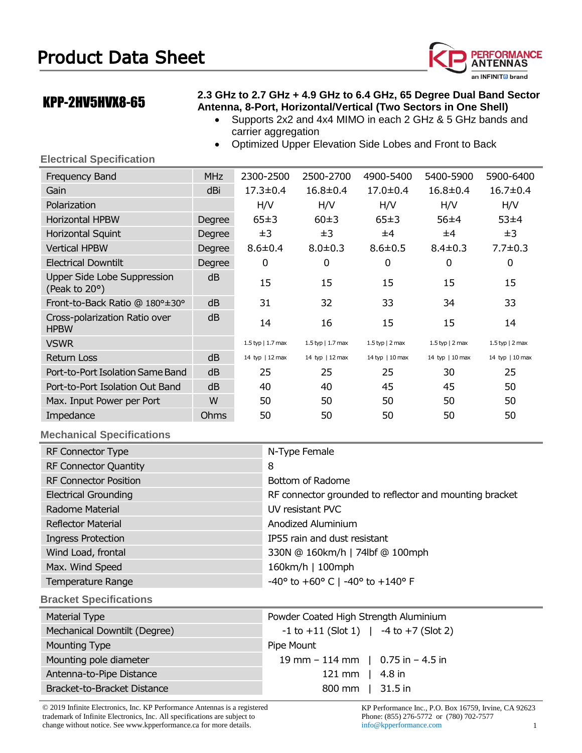# Product Data Sheet

## KPP-2HV5HVX8-65

**2.3 GHz to 2.7 GHz + 4.9 GHz to 6.4 GHz, 65 Degree Dual Band Sector Antenna, 8-Port, Horizontal/Vertical (Two Sectors in One Shell)**

- Supports 2x2 and 4x4 MIMO in each 2 GHz & 5 GHz bands and carrier aggregation
- Optimized Upper Elevation Side Lobes and Front to Back

### Electrical Specification

| Frequency Band | MHz | 2300-2500 | 2500-2700 | 4900-5400 | 5400-5900 | 5900-6400 |
|---|---|---|---|---|---|---|
| Gain | dBi | 17.3±0.4 | 16.8±0.4 | 17.0±0.4 | 16.8±0.4 | 16.7±0.4 |
| Polarization | | H/V | H/V | H/V | H/V | H/V |
| Horizontal HPBW | Degree | 65±3 | 60±3 | 65±3 | 56±4 | 53±4 |
| Horizontal Squint | Degree | ±3 | ±3 | ±4 | ±4 | ±3 |
| Vertical HPBW | Degree | 8.6±0.4 | 8.0±0.3 | 8.6±0.5 | 8.4±0.3 | 7.7±0.3 |
| Electrical Downtilt | Degree | 0 | 0 | 0 | 0 | 0 |
| Upper Side Lobe Suppression (Peak to 20°) | dB | 15 | 15 | 15 | 15 | 15 |
| Front-to-Back Ratio @ 180°±30° | dB | 31 | 32 | 33 | 34 | 33 |
| Cross-polarization Ratio over HPBW | dB | 14 | 16 | 15 | 15 | 14 |
| VSWR | | 1.5 typ \| 1.7 max | 1.5 typ \| 1.7 max | 1.5 typ \| 2 max | 1.5 typ \| 2 max | 1.5 typ \| 2 max |
| Return Loss | dB | 14 typ \| 12 max | 14 typ \| 12 max | 14 typ \| 10 max | 14 typ \| 10 max | 14 typ \| 10 max |
| Port-to-Port Isolation Same Band | dB | 25 | 25 | 25 | 30 | 25 |
| Port-to-Port Isolation Out Band | dB | 40 | 40 | 45 | 45 | 50 |
| Max. Input Power per Port | W | 50 | 50 | 50 | 50 | 50 |
| Impedance | Ohms | 50 | 50 | 50 | 50 | 50 |

### Mechanical Specifications

| | |
|---|---|
| RF Connector Type | N-Type Female |
| RF Connector Quantity | 8 |
| RF Connector Position | Bottom of Radome |
| Electrical Grounding | RF connector grounded to reflector and mounting bracket |
| Radome Material | UV resistant PVC |
| Reflector Material | Anodized Aluminium |
| Ingress Protection | IP55 rain and dust resistant |
| Wind Load, frontal | 330N @ 160km/h \| 74lbf @ 100mph |
| Max. Wind Speed | 160km/h \| 100mph |
| Temperature Range | -40° to +60° C \| -40° to +140° F |

### Bracket Specifications

| | |
|---|---|
| Material Type | Powder Coated High Strength Aluminium |
| Mechanical Downtilt (Degree) | -1 to +11 (Slot 1) \| -4 to +7 (Slot 2) |
| Mounting Type | Pipe Mount |
| Mounting pole diameter | 19 mm – 114 mm \| 0.75 in – 4.5 in |
| Antenna-to-Pipe Distance | 121 mm \| 4.8 in |
| Bracket-to-Bracket Distance | 800 mm \| 31.5 in |

© 2019 Infinite Electronics, Inc. KP Performance Antennas is a registered trademark of Infinite Electronics, Inc. All specifications are subject to change without notice. See www.kpperformance.ca for more details.

KP Performance Inc., P.O. Box 16759, Irvine, CA 92623
Phone: (855) 276-5772 or (780) 702-7577
info@kpperformance.com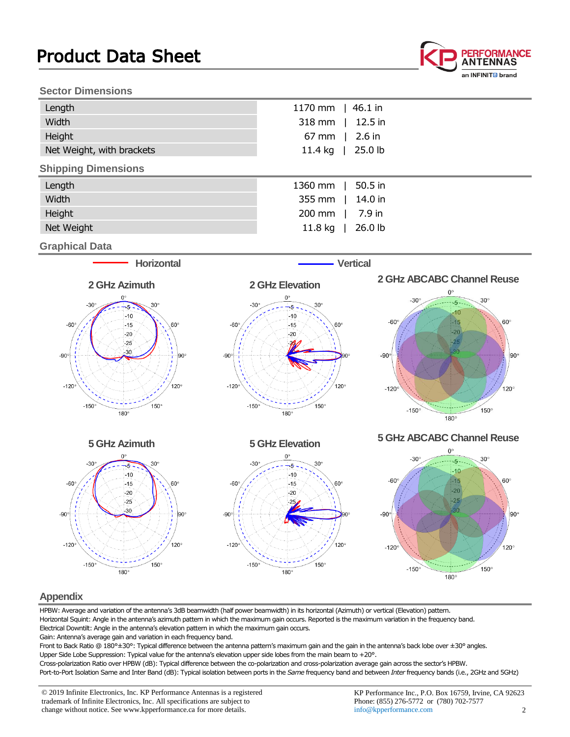# Product Data Sheet

## Sector Dimensions

| | |
|---|---|
| Length | 1170 mm \| 46.1 in |
| Width | 318 mm \| 12.5 in |
| Height | 67 mm \| 2.6 in |
| Net Weight, with brackets | 11.4 kg \| 25.0 lb |

## Shipping Dimensions

| | |
|---|---|
| Length | 1360 mm \| 50.5 in |
| Width | 355 mm \| 14.0 in |
| Height | 200 mm \| 7.9 in |
| Net Weight | 11.8 kg \| 26.0 lb |

## Graphical Data

Horizontal

Vertical

2 GHz Azimuth

2 GHz Elevation

2 GHz ABCABC Channel Reuse

5 GHz Azimuth

5 GHz Elevation

5 GHz ABCABC Channel Reuse

## Appendix

HPBW: Average and variation of the antenna's 3dB beamwidth (half power beamwidth) in its horizontal (Azimuth) or vertical (Elevation) pattern.
Horizontal Squint: Angle in the antenna's azimuth pattern in which the maximum gain occurs. Reported is the maximum variation in the frequency band.
Electrical Downtilt: Angle in the antenna's elevation pattern in which the maximum gain occurs.
Gain: Antenna's average gain and variation in each frequency band.
Front to Back Ratio @ 180°±30°: Typical difference between the antenna pattern's maximum gain and the gain in the antenna's back lobe over ±30° angles.
Upper Side Lobe Suppression: Typical value for the antenna's elevation upper side lobes from the main beam to +20°.
Cross-polarization Ratio over HPBW (dB): Typical difference between the co-polarization and cross-polarization average gain across the sector's HPBW.
Port-to-Port Isolation Same and Inter Band (dB): Typical isolation between ports in the *Same* frequency band and between *Inter* frequency bands (i.e., 2GHz and 5GHz)

© 2019 Infinite Electronics, Inc. KP Performance Antennas is a registered trademark of Infinite Electronics, Inc. All specifications are subject to change without notice. See www.kpperformance.ca for more details.

KP Performance Inc., P.O. Box 16759, Irvine, CA 92623
Phone: (855) 276-5772 or (780) 702-7577
info@kpperformance.com